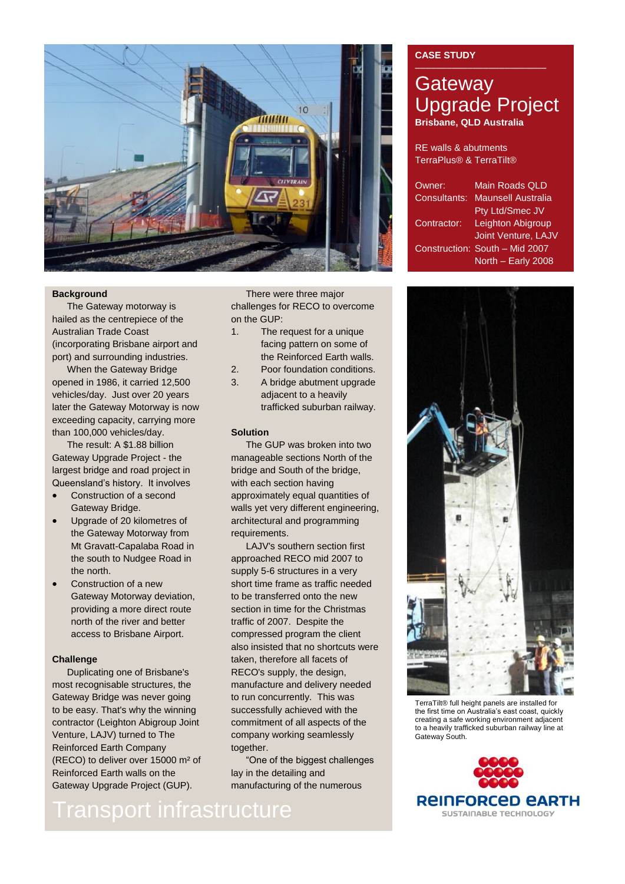**CASE STUDY**

# Gateway Upgrade Project

**Brisbane, QLD Australia**

RE walls & abutments
TerraPlus® & TerraTilt®

| | |
|---|---|
| Owner: | Main Roads QLD |
| Consultants: | Maunsell Australia Pty Ltd/Smec JV |
| Contractor: | Leighton Abigroup Joint Venture, LAJV |
| Construction: | South – Mid 2007<br>North – Early 2008 |

## Background

The Gateway motorway is hailed as the centrepiece of the Australian Trade Coast (incorporating Brisbane airport and port) and surrounding industries.

When the Gateway Bridge opened in 1986, it carried 12,500 vehicles/day. Just over 20 years later the Gateway Motorway is now exceeding capacity, carrying more than 100,000 vehicles/day.

The result: A $1.88 billion Gateway Upgrade Project - the largest bridge and road project in Queensland's history. It involves

- Construction of a second Gateway Bridge.
- Upgrade of 20 kilometres of the Gateway Motorway from Mt Gravatt-Capalaba Road in the south to Nudgee Road in the north.
- Construction of a new Gateway Motorway deviation, providing a more direct route north of the river and better access to Brisbane Airport.

## Challenge

Duplicating one of Brisbane's most recognisable structures, the Gateway Bridge was never going to be easy. That's why the winning contractor (Leighton Abigroup Joint Venture, LAJV) turned to The Reinforced Earth Company (RECO) to deliver over 15000 m² of Reinforced Earth walls on the Gateway Upgrade Project (GUP).

There were three major challenges for RECO to overcome on the GUP:

1. The request for a unique facing pattern on some of the Reinforced Earth walls.
2. Poor foundation conditions.
3. A bridge abutment upgrade adjacent to a heavily trafficked suburban railway.

## Solution

The GUP was broken into two manageable sections North of the bridge and South of the bridge, with each section having approximately equal quantities of walls yet very different engineering, architectural and programming requirements.

LAJV's southern section first approached RECO mid 2007 to supply 5-6 structures in a very short time frame as traffic needed to be transferred onto the new section in time for the Christmas traffic of 2007. Despite the compressed program the client also insisted that no shortcuts were taken, therefore all facets of RECO's supply, the design, manufacture and delivery needed to run concurrently. This was successfully achieved with the commitment of all aspects of the company working seamlessly together.

"One of the biggest challenges lay in the detailing and manufacturing of the numerous

TerraTilt® full height panels are installed for the first time on Australia's east coast, quickly creating a safe working environment adjacent to a heavily trafficked suburban railway line at Gateway South.

**REINFORCED EARTH**
SUSTAINABLE TECHNOLOGY

Transport infrastructure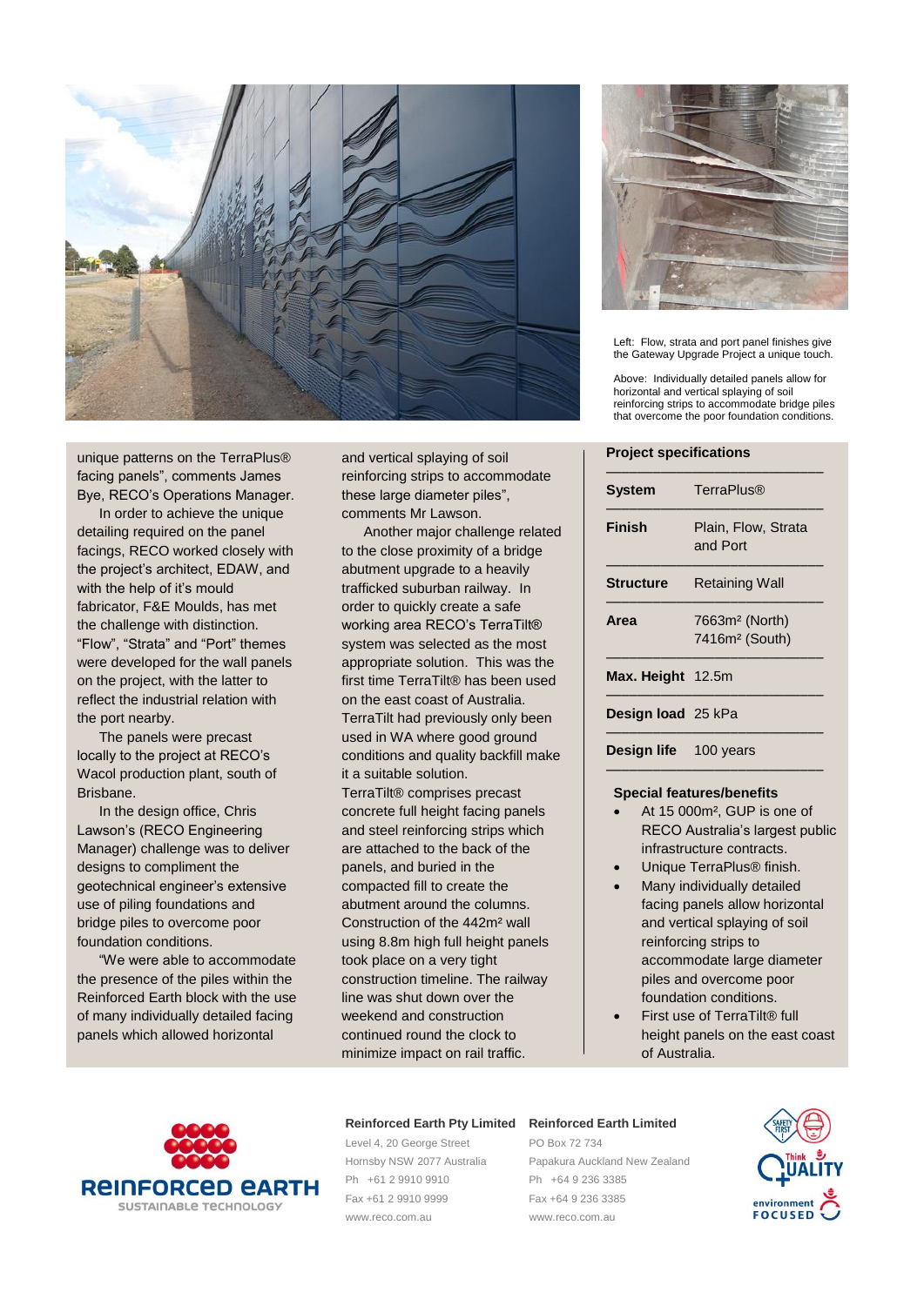Left: Flow, strata and port panel finishes give the Gateway Upgrade Project a unique touch.

Above: Individually detailed panels allow for horizontal and vertical splaying of soil reinforcing strips to accommodate bridge piles that overcome the poor foundation conditions.

unique patterns on the TerraPlus® facing panels", comments James Bye, RECO's Operations Manager.

In order to achieve the unique detailing required on the panel facings, RECO worked closely with the project's architect, EDAW, and with the help of it's mould fabricator, F&E Moulds, has met the challenge with distinction. "Flow", "Strata" and "Port" themes were developed for the wall panels on the project, with the latter to reflect the industrial relation with the port nearby.

The panels were precast locally to the project at RECO's Wacol production plant, south of Brisbane.

In the design office, Chris Lawson's (RECO Engineering Manager) challenge was to deliver designs to compliment the geotechnical engineer's extensive use of piling foundations and bridge piles to overcome poor foundation conditions.

"We were able to accommodate the presence of the piles within the Reinforced Earth block with the use of many individually detailed facing panels which allowed horizontal and vertical splaying of soil reinforcing strips to accommodate these large diameter bridge piles", comments Mr Lawson.

Another major challenge related to the close proximity of a bridge abutment upgrade to a heavily trafficked suburban railway. In order to quickly create a safe working area RECO's TerraTilt® system was selected as the most appropriate solution. This was the first time TerraTilt® has been used on the east coast of Australia. TerraTilt had previously only been used in WA where good ground conditions and quality backfill make it a suitable solution.
TerraTilt® comprises precast concrete full height facing panels and steel reinforcing strips which are attached to the back of the panels, and buried in the compacted fill to create the abutment around the columns. Construction of the 442m² wall using 8.8m high full height panels took place on a very tight construction timeline. The railway line was shut down over the weekend and construction continued round the clock to minimize impact on rail traffic.

## Project specifications

| | |
|---|---|
| **System** | TerraPlus® |
| **Finish** | Plain, Flow, Strata and Port |
| **Structure** | Retaining Wall |
| **Area** | 7663m² (North) 7416m² (South) |
| **Max. Height** | 12.5m |
| **Design load** | 25 kPa |
| **Design life** | 100 years |

### Special features/benefits

- At 15 000m², GUP is one of RECO Australia's largest public infrastructure contracts.
- Unique TerraPlus® finish.
- Many individually detailed facing panels allow horizontal and vertical splaying of soil reinforcing strips to accommodate large diameter piles and overcome poor foundation conditions.
- First use of TerraTilt® full height panels on the east coast of Australia.

REINFORCED EARTH
SUSTAINABLE TECHNOLOGY

**Reinforced Earth Pty Limited**
Level 4, 20 George Street
Hornsby NSW 2077 Australia
Ph +61 2 9910 9910
Fax +61 2 9910 9999
www.reco.com.au

**Reinforced Earth Limited**
PO Box 72 734
Papakura Auckland New Zealand
Ph +64 9 236 3385
Fax +64 9 236 3385
www.reco.com.au